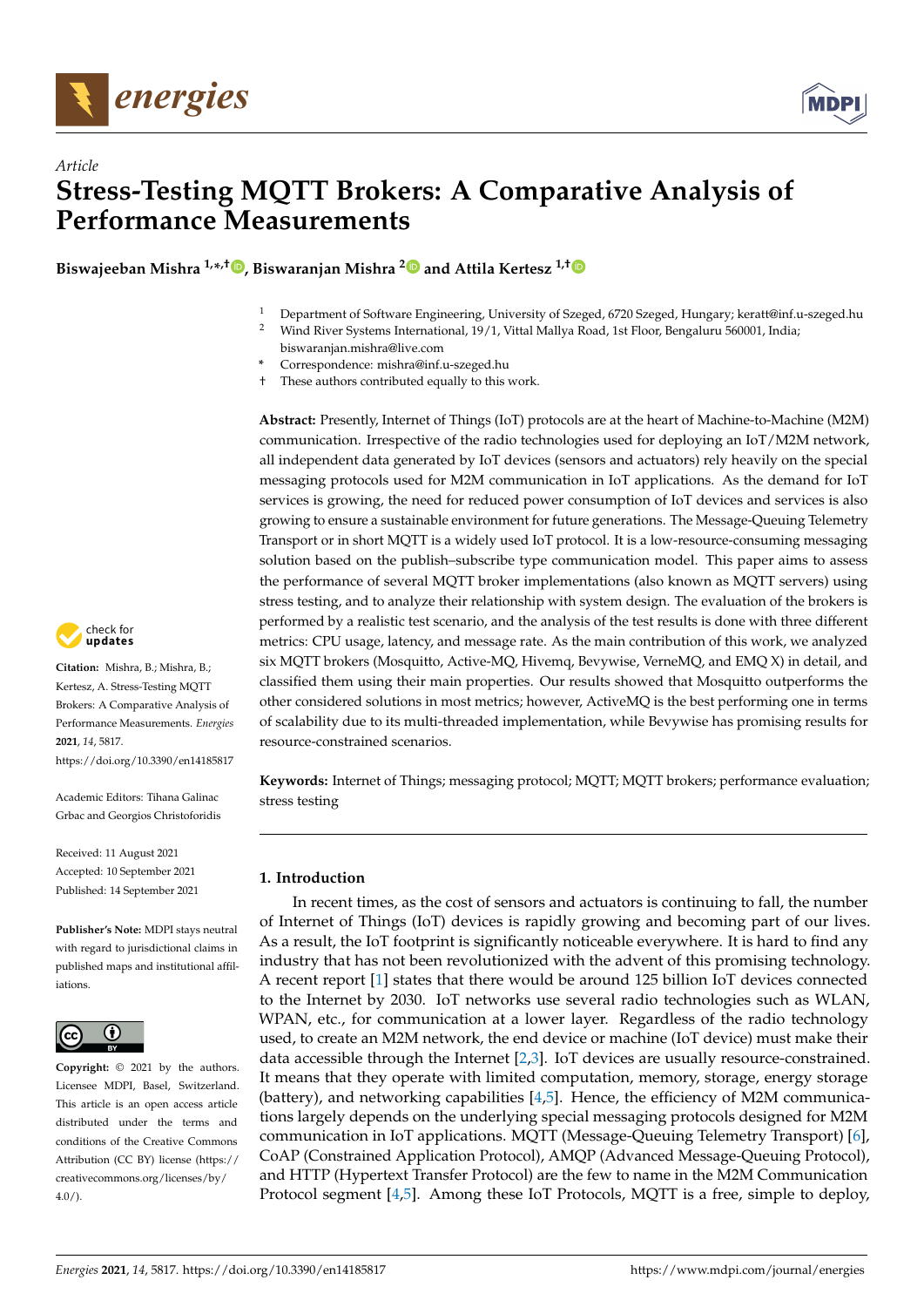*Article*

# Stress-Testing MQTT Brokers: A Comparative Analysis of Performance Measurements

**Biswajeeban Mishra [1,*,†], Biswaranjan Mishra [2] and Attila Kertesz [1,†]**

[1] Department of Software Engineering, University of Szeged, 6720 Szeged, Hungary; keratt@inf.u-szeged.hu
[2] Wind River Systems International, 19/1, Vittal Mallya Road, 1st Floor, Bengaluru 560001, India; biswaranjan.mishra@live.com
[*] Correspondence: mishra@inf.u-szeged.hu
[†] These authors contributed equally to this work.

**Abstract:** Presently, Internet of Things (IoT) protocols are at the heart of Machine-to-Machine (M2M) communication. Irrespective of the radio technologies used for deploying an IoT/M2M network, all independent data generated by IoT devices (sensors and actuators) rely heavily on the special messaging protocols used for M2M communication in IoT applications. As the demand for IoT services is growing, the need for reduced power consumption of IoT devices and services is also growing to ensure a sustainable environment for future generations. The Message-Queuing Telemetry Transport or in short MQTT is a widely used IoT protocol. It is a low-resource-consuming messaging solution based on the publish–subscribe type communication model. This paper aims to assess the performance of several MQTT broker implementations (also known as MQTT servers) using stress testing, and to analyze their relationship with system design. The evaluation of the brokers is performed by a realistic test scenario, and the analysis of the test results is done with three different metrics: CPU usage, latency, and message rate. As the main contribution of this work, we analyzed six MQTT brokers (Mosquitto, Active-MQ, Hivemq, Bevywise, VerneMQ, and EMQ X) in detail, and classified them using their main properties. Our results showed that Mosquitto outperforms the other considered solutions in most metrics; however, ActiveMQ is the best performing one in terms of scalability due to its multi-threaded implementation, while Bevywise has promising results for resource-constrained scenarios.

**Keywords:** Internet of Things; messaging protocol; MQTT; MQTT brokers; performance evaluation; stress testing

**Citation:** Mishra, B.; Mishra, B.; Kertesz, A. Stress-Testing MQTT Brokers: A Comparative Analysis of Performance Measurements. *Energies* **2021**, *14*, 5817. https://doi.org/10.3390/en14185817

Academic Editors: Tihana Galinac Grbac and Georgios Christoforidis

Received: 11 August 2021
Accepted: 10 September 2021
Published: 14 September 2021

**Publisher's Note:** MDPI stays neutral with regard to jurisdictional claims in published maps and institutional affiliations.

**Copyright:** © 2021 by the authors. Licensee MDPI, Basel, Switzerland. This article is an open access article distributed under the terms and conditions of the Creative Commons Attribution (CC BY) license (https://creativecommons.org/licenses/by/4.0/).

## 1. Introduction

In recent times, as the cost of sensors and actuators is continuing to fall, the number of Internet of Things (IoT) devices is rapidly growing and becoming part of our lives. As a result, the IoT footprint is significantly noticeable everywhere. It is hard to find any industry that has not been revolutionized with the advent of this promising technology. A recent report [1] states that there would be around 125 billion IoT devices connected to the Internet by 2030. IoT networks use several radio technologies such as WLAN, WPAN, etc., for communication at a lower layer. Regardless of the radio technology used, to create an M2M network, the end device or machine (IoT device) must make their data accessible through the Internet [2,3]. IoT devices are usually resource-constrained. It means that they operate with limited computation, memory, storage, energy storage (battery), and networking capabilities [4,5]. Hence, the efficiency of M2M communications largely depends on the underlying special messaging protocols designed for M2M communication in IoT applications. MQTT (Message-Queuing Telemetry Transport) [6], CoAP (Constrained Application Protocol), AMQP (Advanced Message-Queuing Protocol), and HTTP (Hypertext Transfer Protocol) are the few to name in the M2M Communication Protocol segment [4,5]. Among these IoT Protocols, MQTT is a free, simple to deploy,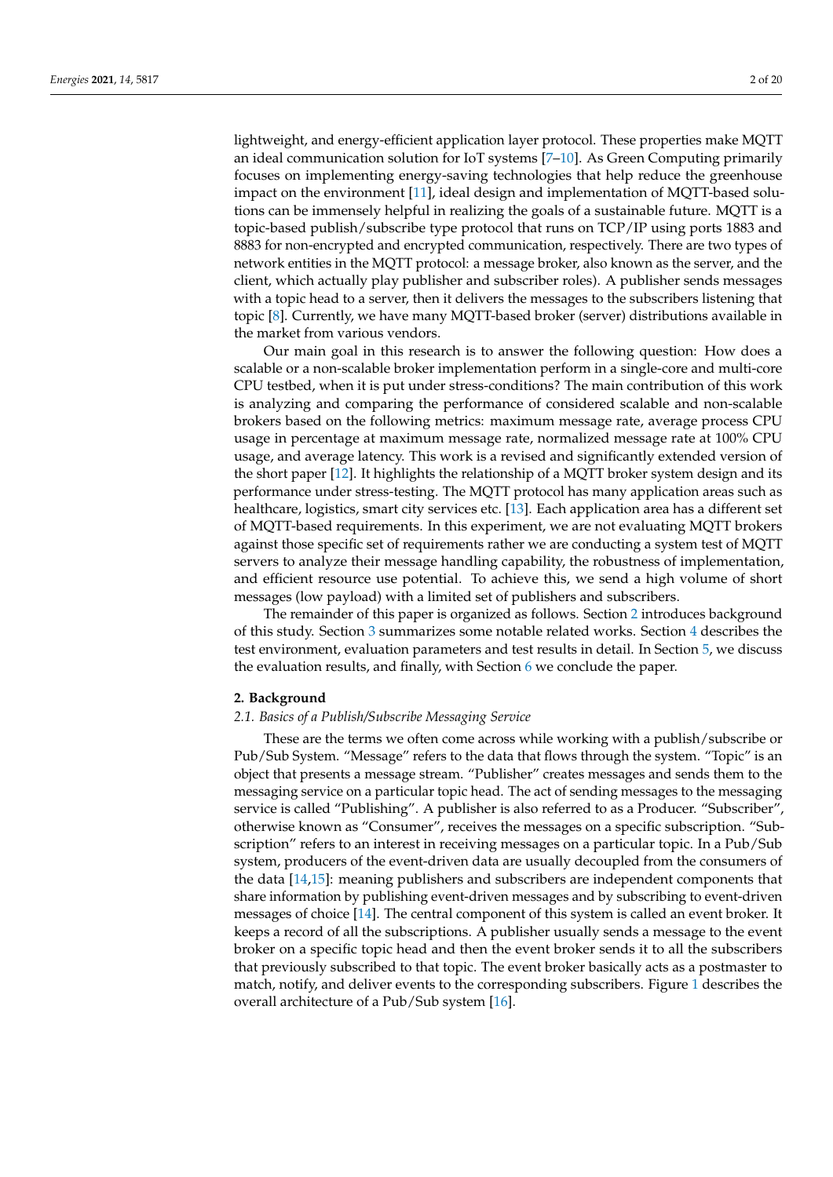lightweight, and energy-efficient application layer protocol. These properties make MQTT an ideal communication solution for IoT systems [7–10]. As Green Computing primarily focuses on implementing energy-saving technologies that help reduce the greenhouse impact on the environment [11], ideal design and implementation of MQTT-based solutions can be immensely helpful in realizing the goals of a sustainable future. MQTT is a topic-based publish/subscribe type protocol that runs on TCP/IP using ports 1883 and 8883 for non-encrypted and encrypted communication, respectively. There are two types of network entities in the MQTT protocol: a message broker, also known as the server, and the client, which actually play publisher and subscriber roles). A publisher sends messages with a topic head to a server, then it delivers the messages to the subscribers listening that topic [8]. Currently, we have many MQTT-based broker (server) distributions available in the market from various vendors.

Our main goal in this research is to answer the following question: How does a scalable or a non-scalable broker implementation perform in a single-core and multi-core CPU testbed, when it is put under stress-conditions? The main contribution of this work is analyzing and comparing the performance of considered scalable and non-scalable brokers based on the following metrics: maximum message rate, average process CPU usage in percentage at maximum message rate, normalized message rate at 100% CPU usage, and average latency. This work is a revised and significantly extended version of the short paper [12]. It highlights the relationship of a MQTT broker system design and its performance under stress-testing. The MQTT protocol has many application areas such as healthcare, logistics, smart city services etc. [13]. Each application area has a different set of MQTT-based requirements. In this experiment, we are not evaluating MQTT brokers against those specific set of requirements rather we are conducting a system test of MQTT servers to analyze their message handling capability, the robustness of implementation, and efficient resource use potential. To achieve this, we send a high volume of short messages (low payload) with a limited set of publishers and subscribers.

The remainder of this paper is organized as follows. Section 2 introduces background of this study. Section 3 summarizes some notable related works. Section 4 describes the test environment, evaluation parameters and test results in detail. In Section 5, we discuss the evaluation results, and finally, with Section 6 we conclude the paper.

## 2. Background

### *2.1. Basics of a Publish/Subscribe Messaging Service*

These are the terms we often come across while working with a publish/subscribe or Pub/Sub System. “Message” refers to the data that flows through the system. “Topic” is an object that presents a message stream. “Publisher” creates messages and sends them to the messaging service on a particular topic head. The act of sending messages to the messaging service is called “Publishing”. A publisher is also referred to as a Producer. “Subscriber”, otherwise known as “Consumer”, receives the messages on a specific subscription. “Subscription” refers to an interest in receiving messages on a particular topic. In a Pub/Sub system, producers of the event-driven data are usually decoupled from the consumers of the data [14,15]: meaning publishers and subscribers are independent components that share information by publishing event-driven messages and by subscribing to event-driven messages of choice [14]. The central component of this system is called an event broker. It keeps a record of all the subscriptions. A publisher usually sends a message to the event broker on a specific topic head and then the event broker sends it to all the subscribers that previously subscribed to that topic. The event broker basically acts as a postmaster to match, notify, and deliver events to the corresponding subscribers. Figure 1 describes the overall architecture of a Pub/Sub system [16].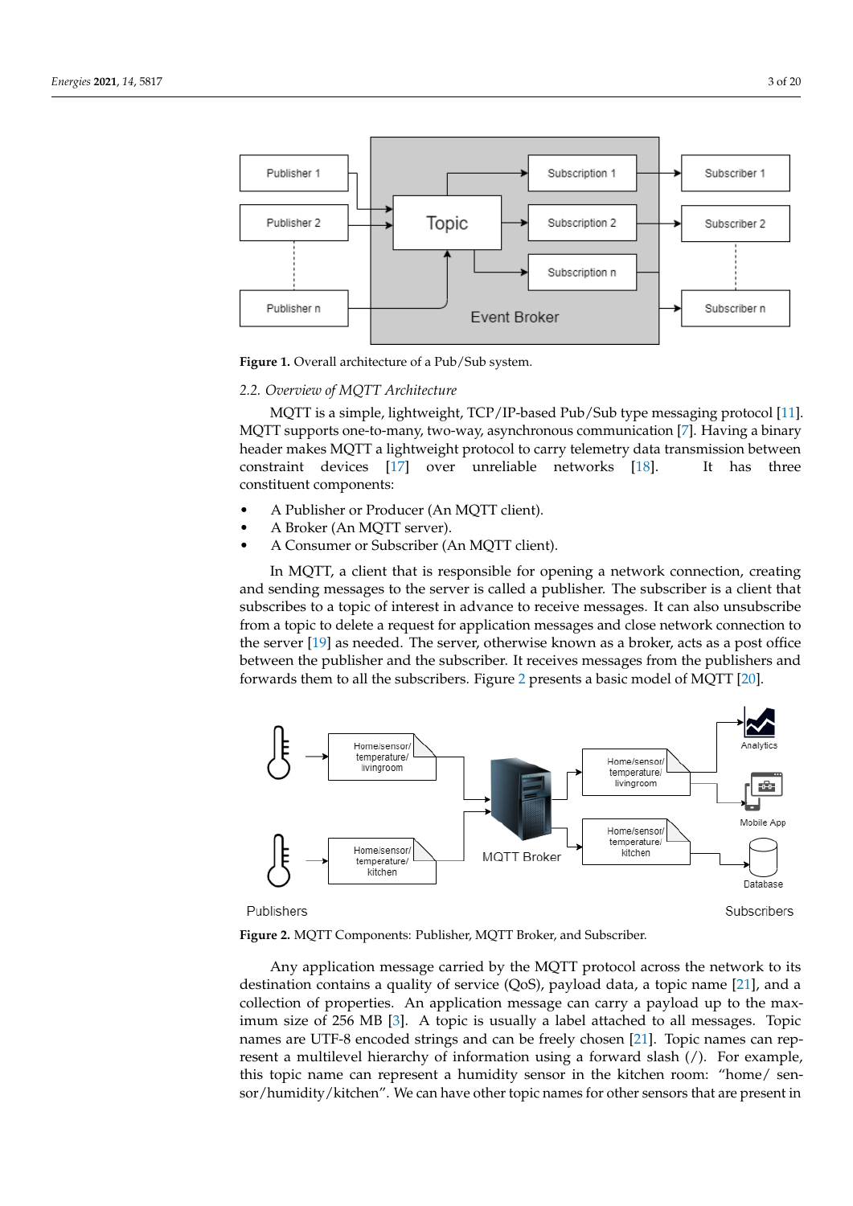Publisher 1

Publisher 2

Publisher n

Topic

Subscription 1

Subscription 2

Subscription n

Event Broker

Subscriber 1

Subscriber 2

Subscriber n

**Figure 1.** Overall architecture of a Pub/Sub system.

### *2.2. Overview of MQTT Architecture*

MQTT is a simple, lightweight, TCP/IP-based Pub/Sub type messaging protocol [11]. MQTT supports one-to-many, two-way, asynchronous communication [7]. Having a binary header makes MQTT a lightweight protocol to carry telemetry data transmission between constraint devices [17] over unreliable networks [18]. It has three constituent components:

- A Publisher or Producer (An MQTT client).
- A Broker (An MQTT server).
- A Consumer or Subscriber (An MQTT client).

In MQTT, a client that is responsible for opening a network connection, creating and sending messages to the server is called a publisher. The subscriber is a client that subscribes to a topic of interest in advance to receive messages. It can also unsubscribe from a topic to delete a request for application messages and close network connection to the server [19] as needed. The server, otherwise known as a broker, acts as a post office between the publisher and the subscriber. It receives messages from the publishers and forwards them to all the subscribers. Figure 2 presents a basic model of MQTT [20].

Home/sensor/temperature/livingroom

Home/sensor/temperature/kitchen

MQTT Broker

Home/sensor/temperature/livingroom

Home/sensor/temperature/kitchen

Analytics

Mobile App

Database

Publishers

Subscribers

**Figure 2.** MQTT Components: Publisher, MQTT Broker, and Subscriber.

Any application message carried by the MQTT protocol across the network to its destination contains a quality of service (QoS), payload data, a topic name [21], and a collection of properties. An application message can carry a payload up to the maximum size of 256 MB [3]. A topic is usually a label attached to all messages. Topic names are UTF-8 encoded strings and can be freely chosen [21]. Topic names can represent a multilevel hierarchy of information using a forward slash (/). For example, this topic name can represent a humidity sensor in the kitchen room: "home/ sensor/humidity/kitchen". We can have other topic names for other sensors that are present in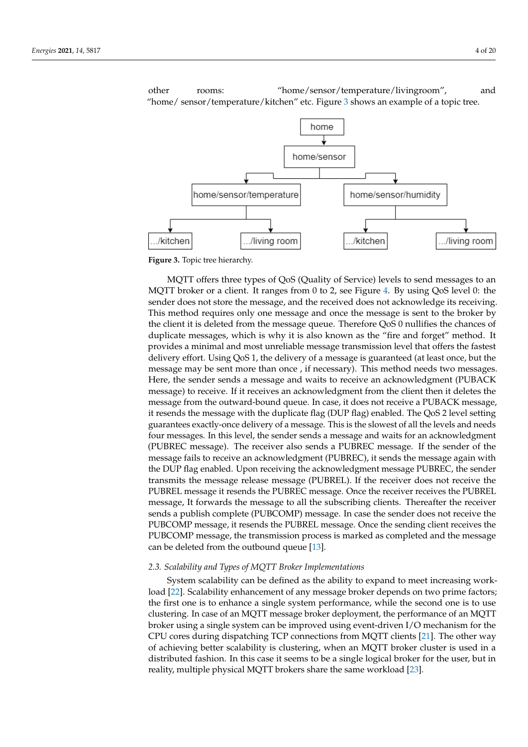other rooms: "home/sensor/temperature/livingroom", and "home/ sensor/temperature/kitchen" etc. Figure 3 shows an example of a topic tree.

home
home/sensor
home/sensor/temperature
home/sensor/humidity
.../kitchen
.../living room
.../kitchen
.../living room

**Figure 3.** Topic tree hierarchy.

MQTT offers three types of QoS (Quality of Service) levels to send messages to an MQTT broker or a client. It ranges from 0 to 2, see Figure 4. By using QoS level 0: the sender does not store the message, and the received does not acknowledge its receiving. This method requires only one message and once the message is sent to the broker by the client it is deleted from the message queue. Therefore QoS 0 nullifies the chances of duplicate messages, which is why it is also known as the "fire and forget" method. It provides a minimal and most unreliable message transmission level that offers the fastest delivery effort. Using QoS 1, the delivery of a message is guaranteed (at least once, but the message may be sent more than once , if necessary). This method needs two messages. Here, the sender sends a message and waits to receive an acknowledgment (PUBACK message) to receive. If it receives an acknowledgment from the client then it deletes the message from the outward-bound queue. In case, it does not receive a PUBACK message, it resends the message with the duplicate flag (DUP flag) enabled. The QoS 2 level setting guarantees exactly-once delivery of a message. This is the slowest of all the levels and needs four messages. In this level, the sender sends a message and waits for an acknowledgment (PUBREC message). The receiver also sends a PUBREC message. If the sender of the message fails to receive an acknowledgment (PUBREC), it sends the message again with the DUP flag enabled. Upon receiving the acknowledgment message PUBREC, the sender transmits the message release message (PUBREL). If the receiver does not receive the PUBREL message it resends the PUBREC message. Once the receiver receives the PUBREL message, It forwards the message to all the subscribing clients. Thereafter the receiver sends a publish complete (PUBCOMP) message. In case the sender does not receive the PUBCOMP message, it resends the PUBREL message. Once the sending client receives the PUBCOMP message, the transmission process is marked as completed and the message can be deleted from the outbound queue [13].

### *2.3. Scalability and Types of MQTT Broker Implementations*

System scalability can be defined as the ability to expand to meet increasing workload [22]. Scalability enhancement of any message broker depends on two prime factors; the first one is to enhance a single system performance, while the second one is to use clustering. In case of an MQTT message broker deployment, the performance of an MQTT broker using a single system can be improved using event-driven I/O mechanism for the CPU cores during dispatching TCP connections from MQTT clients [21]. The other way of achieving better scalability is clustering, when an MQTT broker cluster is used in a distributed fashion. In this case it seems to be a single logical broker for the user, but in reality, multiple physical MQTT brokers share the same workload [23].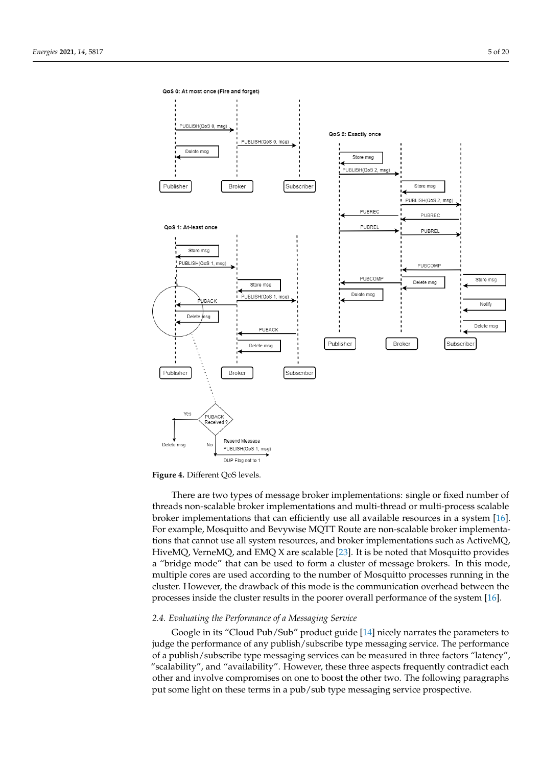QoS 0: At most once (Fire and forget)

PUBLISH(QoS 0, msg)

PUBLISH(QoS 0, msg)

Delete msg

Publisher

Broker

Subscriber

QoS 1: At-least once

Store msg

PUBLISH(QoS 1, msg)

Store msg

PUBLISH(QoS 1, msg)

PUBACK

Delete msg

PUBACK

Delete msg

Publisher

Broker

Subscriber

Yes

PUBACK Received ?

Delete msg

No

Resend Message

PUBLISH(QoS 1, msg)

DUP Flag set to 1

QoS 2: Exactly once

Store msg

PUBLISH(QoS 2, msg)

Store msg

PUBLISH(QoS 2, msg)

PUBREC

PUBREC

PUBREL

PUBREL

PUBCOMP

PUBCOMP

Delete msg

Store msg

Delete msg

Notify

Delete msg

Publisher

Broker

Subscriber

**Figure 4.** Different QoS levels.

There are two types of message broker implementations: single or fixed number of threads non-scalable broker implementations and multi-thread or multi-process scalable broker implementations that can efficiently use all available resources in a system [16]. For example, Mosquitto and Bevywise MQTT Route are non-scalable broker implementations that cannot use all system resources, and broker implementations such as ActiveMQ, HiveMQ, VerneMQ, and EMQ X are scalable [23]. It is be noted that Mosquitto provides a "bridge mode" that can be used to form a cluster of message brokers. In this mode, multiple cores are used according to the number of Mosquitto processes running in the cluster. However, the drawback of this mode is the communication overhead between the processes inside the cluster results in the poorer overall performance of the system [16].

### *2.4. Evaluating the Performance of a Messaging Service*

Google in its "Cloud Pub/Sub" product guide [14] nicely narrates the parameters to judge the performance of any publish/subscribe type messaging service. The performance of a publish/subscribe type messaging services can be measured in three factors "latency", "scalability", and "availability". However, these three aspects frequently contradict each other and involve compromises on one to boost the other two. The following paragraphs put some light on these terms in a pub/sub type messaging service prospective.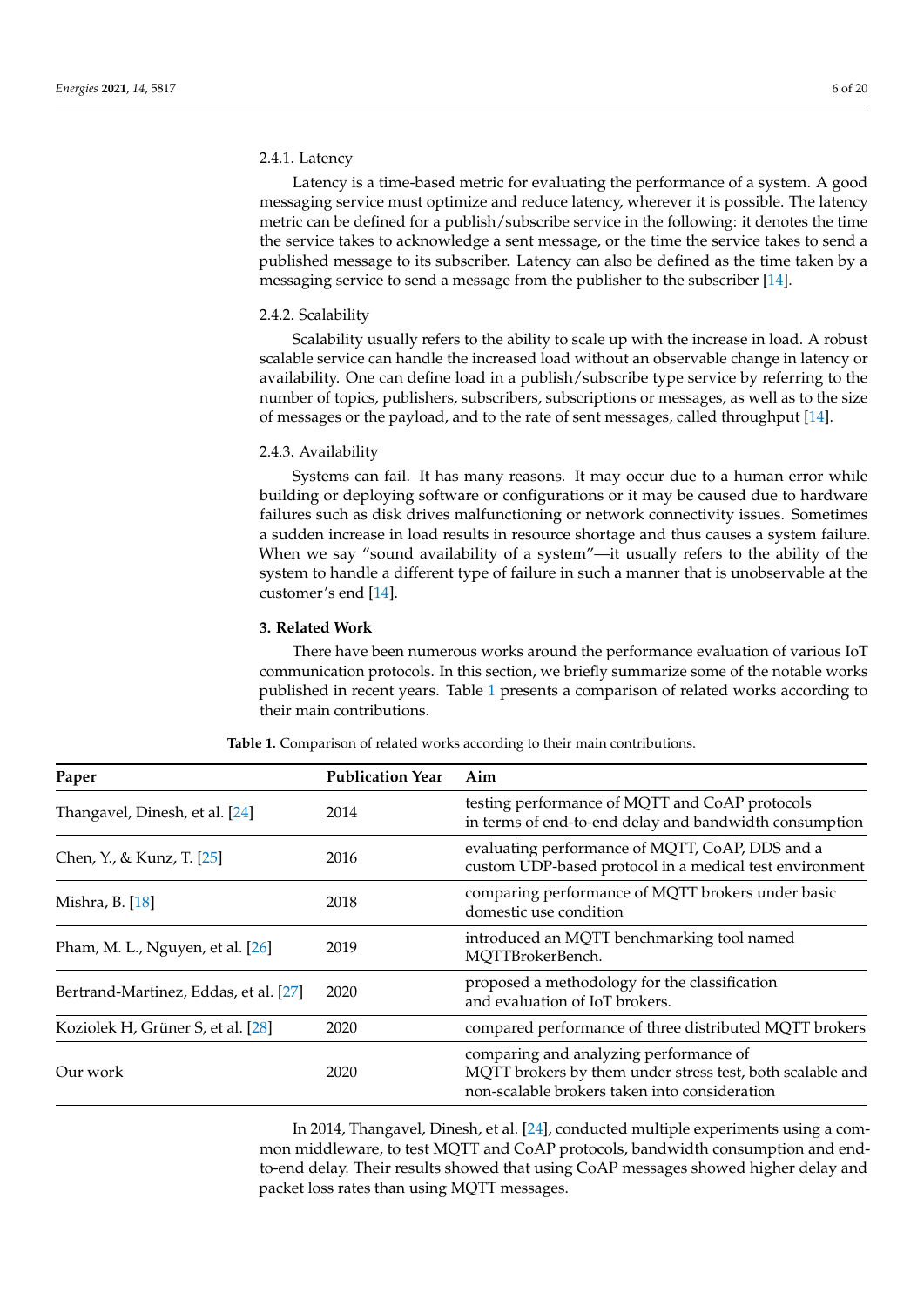#### 2.4.1. Latency

Latency is a time-based metric for evaluating the performance of a system. A good messaging service must optimize and reduce latency, wherever it is possible. The latency metric can be defined for a publish/subscribe service in the following: it denotes the time the service takes to acknowledge a sent message, or the time the service takes to send a published message to its subscriber. Latency can also be defined as the time taken by a messaging service to send a message from the publisher to the subscriber [14].

#### 2.4.2. Scalability

Scalability usually refers to the ability to scale up with the increase in load. A robust scalable service can handle the increased load without an observable change in latency or availability. One can define load in a publish/subscribe type service by referring to the number of topics, publishers, subscribers, subscriptions or messages, as well as to the size of messages or the payload, and to the rate of sent messages, called throughput [14].

#### 2.4.3. Availability

Systems can fail. It has many reasons. It may occur due to a human error while building or deploying software or configurations or it may be caused due to hardware failures such as disk drives malfunctioning or network connectivity issues. Sometimes a sudden increase in load results in resource shortage and thus causes a system failure. When we say "sound availability of a system"—it usually refers to the ability of the system to handle a different type of failure in such a manner that is unobservable at the customer's end [14].

## 3. Related Work

There have been numerous works around the performance evaluation of various IoT communication protocols. In this section, we briefly summarize some of the notable works published in recent years. Table 1 presents a comparison of related works according to their main contributions.

**Table 1.** Comparison of related works according to their main contributions.

| Paper | Publication Year | Aim |
|---|---|---|
| Thangavel, Dinesh, et al. [24] | 2014 | testing performance of MQTT and CoAP protocols in terms of end-to-end delay and bandwidth consumption |
| Chen, Y., & Kunz, T. [25] | 2016 | evaluating performance of MQTT, CoAP, DDS and a custom UDP-based protocol in a medical test environment |
| Mishra, B. [18] | 2018 | comparing performance of MQTT brokers under basic domestic use condition |
| Pham, M. L., Nguyen, et al. [26] | 2019 | introduced an MQTT benchmarking tool named MQTTBrokerBench. |
| Bertrand-Martinez, Eddas, et al. [27] | 2020 | proposed a methodology for the classification and evaluation of IoT brokers. |
| Koziolek H, Grüner S, et al. [28] | 2020 | compared performance of three distributed MQTT brokers |
| Our work | 2020 | comparing and analyzing performance of MQTT brokers by them under stress test, both scalable and non-scalable brokers taken into consideration |

In 2014, Thangavel, Dinesh, et al. [24], conducted multiple experiments using a common middleware, to test MQTT and CoAP protocols, bandwidth consumption and end-to-end delay. Their results showed that using CoAP messages showed higher delay and packet loss rates than using MQTT messages.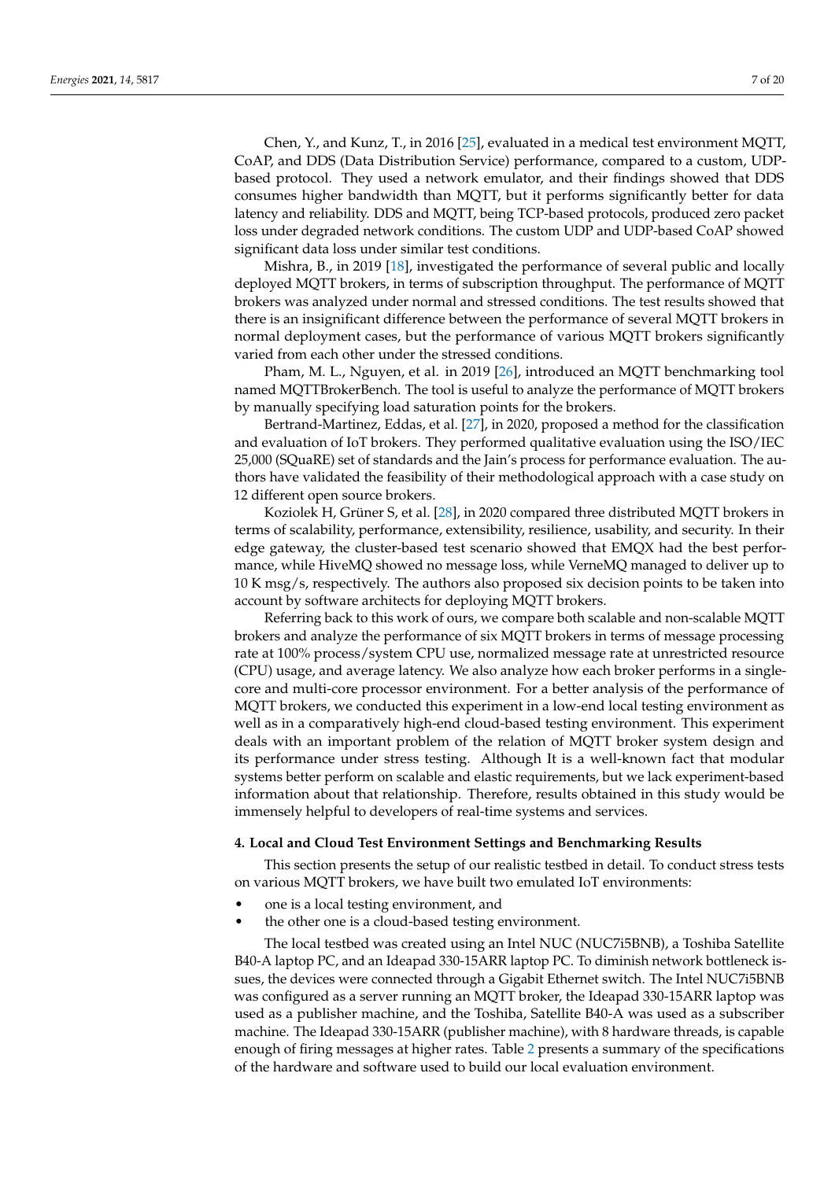Chen, Y., and Kunz, T., in 2016 [25], evaluated in a medical test environment MQTT, CoAP, and DDS (Data Distribution Service) performance, compared to a custom, UDP-based protocol. They used a network emulator, and their findings showed that DDS consumes higher bandwidth than MQTT, but it performs significantly better for data latency and reliability. DDS and MQTT, being TCP-based protocols, produced zero packet loss under degraded network conditions. The custom UDP and UDP-based CoAP showed significant data loss under similar test conditions.

Mishra, B., in 2019 [18], investigated the performance of several public and locally deployed MQTT brokers, in terms of subscription throughput. The performance of MQTT brokers was analyzed under normal and stressed conditions. The test results showed that there is an insignificant difference between the performance of several MQTT brokers in normal deployment cases, but the performance of various MQTT brokers significantly varied from each other under the stressed conditions.

Pham, M. L., Nguyen, et al. in 2019 [26], introduced an MQTT benchmarking tool named MQTTBrokerBench. The tool is useful to analyze the performance of MQTT brokers by manually specifying load saturation points for the brokers.

Bertrand-Martinez, Eddas, et al. [27], in 2020, proposed a method for the classification and evaluation of IoT brokers. They performed qualitative evaluation using the ISO/IEC 25,000 (SQuaRE) set of standards and the Jain's process for performance evaluation. The authors have validated the feasibility of their methodological approach with a case study on 12 different open source brokers.

Koziolek H, Grüner S, et al. [28], in 2020 compared three distributed MQTT brokers in terms of scalability, performance, extensibility, resilience, usability, and security. In their edge gateway, the cluster-based test scenario showed that EMQX had the best performance, while HiveMQ showed no message loss, while VerneMQ managed to deliver up to 10 K msg/s, respectively. The authors also proposed six decision points to be taken into account by software architects for deploying MQTT brokers.

Referring back to this work of ours, we compare both scalable and non-scalable MQTT brokers and analyze the performance of six MQTT brokers in terms of message processing rate at 100% process/system CPU use, normalized message rate at unrestricted resource (CPU) usage, and average latency. We also analyze how each broker performs in a single-core and multi-core processor environment. For a better analysis of the performance of MQTT brokers, we conducted this experiment in a low-end local testing environment as well as in a comparatively high-end cloud-based testing environment. This experiment deals with an important problem of the relation of MQTT broker system design and its performance under stress testing. Although It is a well-known fact that modular systems better perform on scalable and elastic requirements, but we lack experiment-based information about that relationship. Therefore, results obtained in this study would be immensely helpful to developers of real-time systems and services.

## 4. Local and Cloud Test Environment Settings and Benchmarking Results

This section presents the setup of our realistic testbed in detail. To conduct stress tests on various MQTT brokers, we have built two emulated IoT environments:

- one is a local testing environment, and
- the other one is a cloud-based testing environment.

The local testbed was created using an Intel NUC (NUC7i5BNB), a Toshiba Satellite B40-A laptop PC, and an Ideapad 330-15ARR laptop PC. To diminish network bottleneck issues, the devices were connected through a Gigabit Ethernet switch. The Intel NUC7i5BNB was configured as a server running an MQTT broker, the Ideapad 330-15ARR laptop was used as a publisher machine, and the Toshiba, Satellite B40-A was used as a subscriber machine. The Ideapad 330-15ARR (publisher machine), with 8 hardware threads, is capable enough of firing messages at higher rates. Table 2 presents a summary of the specifications of the hardware and software used to build our local evaluation environment.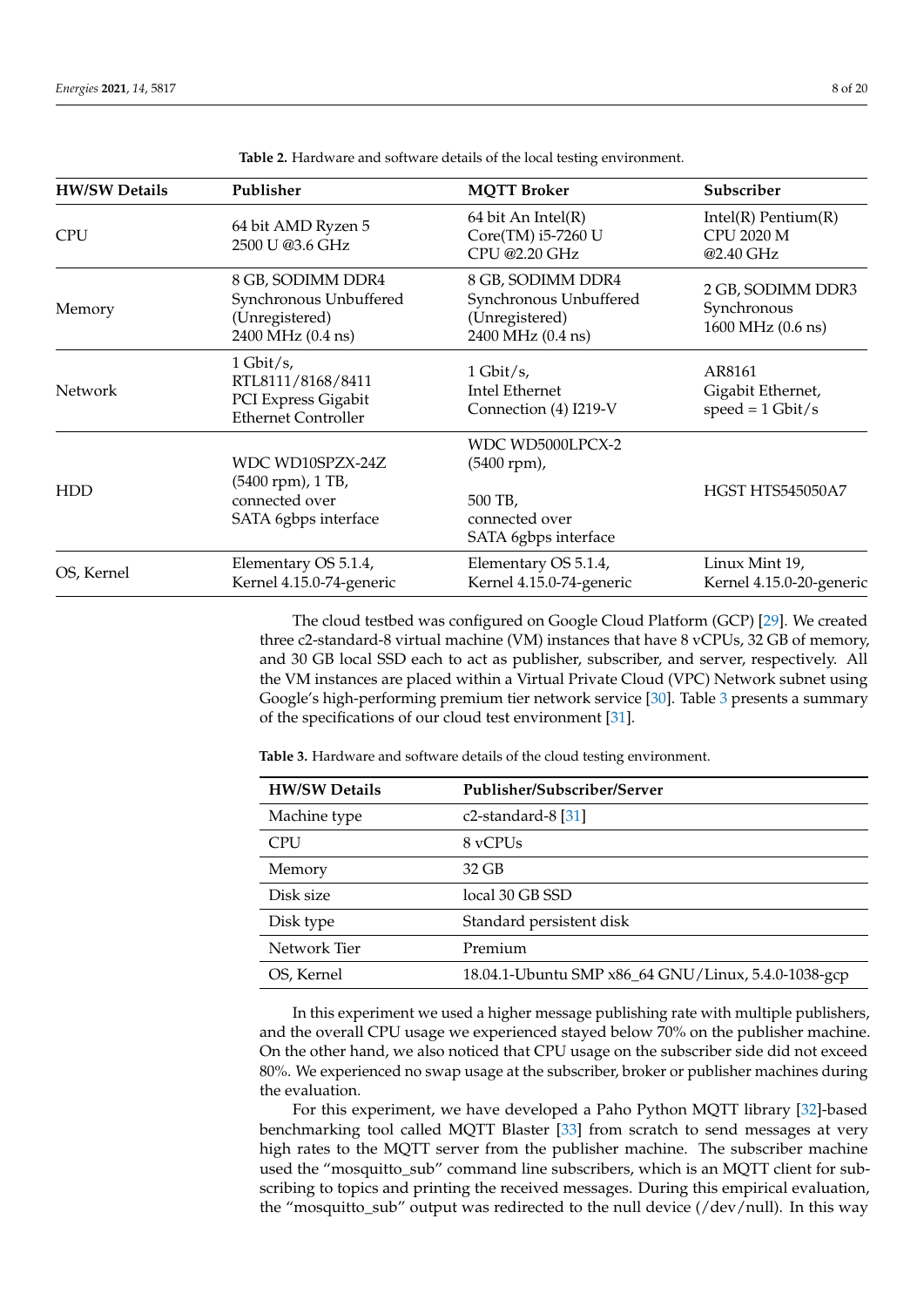**Table 2.** Hardware and software details of the local testing environment.

| HW/SW Details | Publisher | MQTT Broker | Subscriber |
| --- | --- | --- | --- |
| CPU | 64 bit AMD Ryzen 5 2500 U @3.6 GHz | 64 bit An Intel(R) Core(TM) i5-7260 U CPU @2.20 GHz | Intel(R) Pentium(R) CPU 2020 M @2.40 GHz |
| Memory | 8 GB, SODIMM DDR4 Synchronous Unbuffered (Unregistered) 2400 MHz (0.4 ns) | 8 GB, SODIMM DDR4 Synchronous Unbuffered (Unregistered) 2400 MHz (0.4 ns) | 2 GB, SODIMM DDR3 Synchronous 1600 MHz (0.6 ns) |
| Network | 1 Gbit/s, RTL8111/8168/8411 PCI Express Gigabit Ethernet Controller | 1 Gbit/s, Intel Ethernet Connection (4) I219-V | AR8161 Gigabit Ethernet, speed = 1 Gbit/s |
| HDD | WDC WD10SPZX-24Z (5400 rpm), 1 TB, connected over SATA 6gbps interface | WDC WD5000LPCX-2 (5400 rpm), 500 TB, connected over SATA 6gbps interface | HGST HTS545050A7 |
| OS, Kernel | Elementary OS 5.1.4, Kernel 4.15.0-74-generic | Elementary OS 5.1.4, Kernel 4.15.0-74-generic | Linux Mint 19, Kernel 4.15.0-20-generic |

The cloud testbed was configured on Google Cloud Platform (GCP) [29]. We created three c2-standard-8 virtual machine (VM) instances that have 8 vCPUs, 32 GB of memory, and 30 GB local SSD each to act as publisher, subscriber, and server, respectively. All the VM instances are placed within a Virtual Private Cloud (VPC) Network subnet using Google's high-performing premium tier network service [30]. Table 3 presents a summary of the specifications of our cloud test environment [31].

**Table 3.** Hardware and software details of the cloud testing environment.

| HW/SW Details | Publisher/Subscriber/Server |
| --- | --- |
| Machine type | c2-standard-8 [31] |
| CPU | 8 vCPUs |
| Memory | 32 GB |
| Disk size | local 30 GB SSD |
| Disk type | Standard persistent disk |
| Network Tier | Premium |
| OS, Kernel | 18.04.1-Ubuntu SMP x86_64 GNU/Linux, 5.4.0-1038-gcp |

In this experiment we used a higher message publishing rate with multiple publishers, and the overall CPU usage we experienced stayed below 70% on the publisher machine. On the other hand, we also noticed that CPU usage on the subscriber side did not exceed 80%. We experienced no swap usage at the subscriber, broker or publisher machines during the evaluation.

For this experiment, we have developed a Paho Python MQTT library [32]-based benchmarking tool called MQTT Blaster [33] from scratch to send messages at very high rates to the MQTT server from the publisher machine. The subscriber machine used the "mosquitto_sub" command line subscribers, which is an MQTT client for subscribing to topics and printing the received messages. During this empirical evaluation, the "mosquitto_sub" output was redirected to the null device (/dev/null). In this way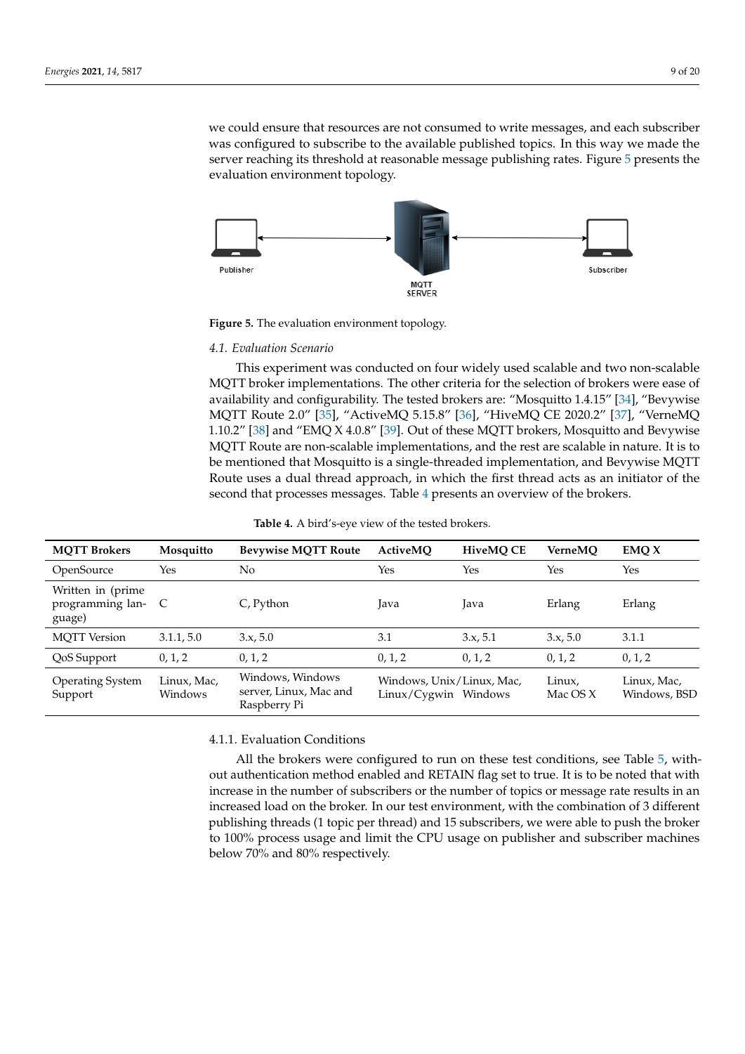we could ensure that resources are not consumed to write messages, and each subscriber was configured to subscribe to the available published topics. In this way we made the server reaching its threshold at reasonable message publishing rates. Figure 5 presents the evaluation environment topology.

Publisher

MQTT SERVER

Subscriber

**Figure 5.** The evaluation environment topology.

### *4.1. Evaluation Scenario*

This experiment was conducted on four widely used scalable and two non-scalable MQTT broker implementations. The other criteria for the selection of brokers were ease of availability and configurability. The tested brokers are: "Mosquitto 1.4.15" [34], "Bevywise MQTT Route 2.0" [35], "ActiveMQ 5.15.8" [36], "HiveMQ CE 2020.2" [37], "VerneMQ 1.10.2" [38] and "EMQ X 4.0.8" [39]. Out of these MQTT brokers, Mosquitto and Bevywise MQTT Route are non-scalable implementations, and the rest are scalable in nature. It is to be mentioned that Mosquitto is a single-threaded implementation, and Bevywise MQTT Route uses a dual thread approach, in which the first thread acts as an initiator of the second that processes messages. Table 4 presents an overview of the brokers.

**Table 4.** A bird's-eye view of the tested brokers.

| MQTT Brokers | Mosquitto | Bevywise MQTT Route | ActiveMQ | HiveMQ CE | VerneMQ | EMQ X |
|---|---|---|---|---|---|---|
| OpenSource | Yes | No | Yes | Yes | Yes | Yes |
| Written in (prime programming language) | C | C, Python | Java | Java | Erlang | Erlang |
| MQTT Version | 3.1.1, 5.0 | 3.x, 5.0 | 3.1 | 3.x, 5.1 | 3.x, 5.0 | 3.1.1 |
| QoS Support | 0, 1, 2 | 0, 1, 2 | 0, 1, 2 | 0, 1, 2 | 0, 1, 2 | 0, 1, 2 |
| Operating System Support | Linux, Mac, Windows | Windows, Windows server, Linux, Mac and Raspberry Pi | Windows, Unix/Linux/Cygwin | Linux, Mac, Windows | Linux, Mac OS X | Linux, Mac, Windows, BSD |

#### 4.1.1. Evaluation Conditions

All the brokers were configured to run on these test conditions, see Table 5, without authentication method enabled and RETAIN flag set to true. It is to be noted that with increase in the number of subscribers or the number of topics or message rate results in an increased load on the broker. In our test environment, with the combination of 3 different publishing threads (1 topic per thread) and 15 subscribers, we were able to push the broker to 100% process usage and limit the CPU usage on publisher and subscriber machines below 70% and 80% respectively.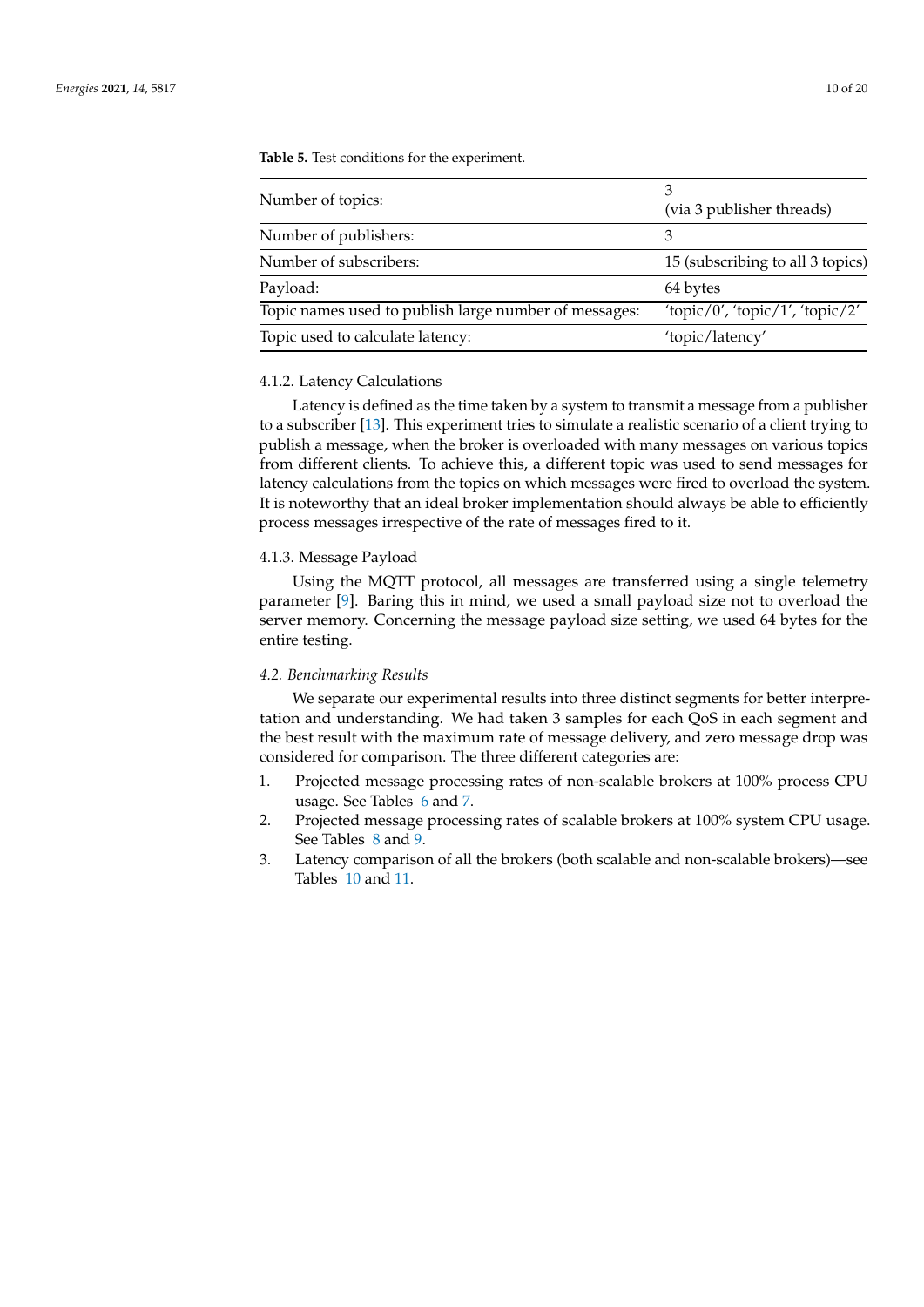**Table 5.** Test conditions for the experiment.

| | |
|---|---|
| Number of topics: | 3 (via 3 publisher threads) |
| Number of publishers: | 3 |
| Number of subscribers: | 15 (subscribing to all 3 topics) |
| Payload: | 64 bytes |
| Topic names used to publish large number of messages: | 'topic/0', 'topic/1', 'topic/2' |
| Topic used to calculate latency: | 'topic/latency' |

#### 4.1.2. Latency Calculations

Latency is defined as the time taken by a system to transmit a message from a publisher to a subscriber [13]. This experiment tries to simulate a realistic scenario of a client trying to publish a message, when the broker is overloaded with many messages on various topics from different clients. To achieve this, a different topic was used to send messages for latency calculations from the topics on which messages were fired to overload the system. It is noteworthy that an ideal broker implementation should always be able to efficiently process messages irrespective of the rate of messages fired to it.

#### 4.1.3. Message Payload

Using the MQTT protocol, all messages are transferred using a single telemetry parameter [9]. Baring this in mind, we used a small payload size not to overload the server memory. Concerning the message payload size setting, we used 64 bytes for the entire testing.

### *4.2. Benchmarking Results*

We separate our experimental results into three distinct segments for better interpretation and understanding. We had taken 3 samples for each QoS in each segment and the best result with the maximum rate of message delivery, and zero message drop was considered for comparison. The three different categories are:

1. Projected message processing rates of non-scalable brokers at 100% process CPU usage. See Tables 6 and 7.
2. Projected message processing rates of scalable brokers at 100% system CPU usage. See Tables 8 and 9.
3. Latency comparison of all the brokers (both scalable and non-scalable brokers)—see Tables 10 and 11.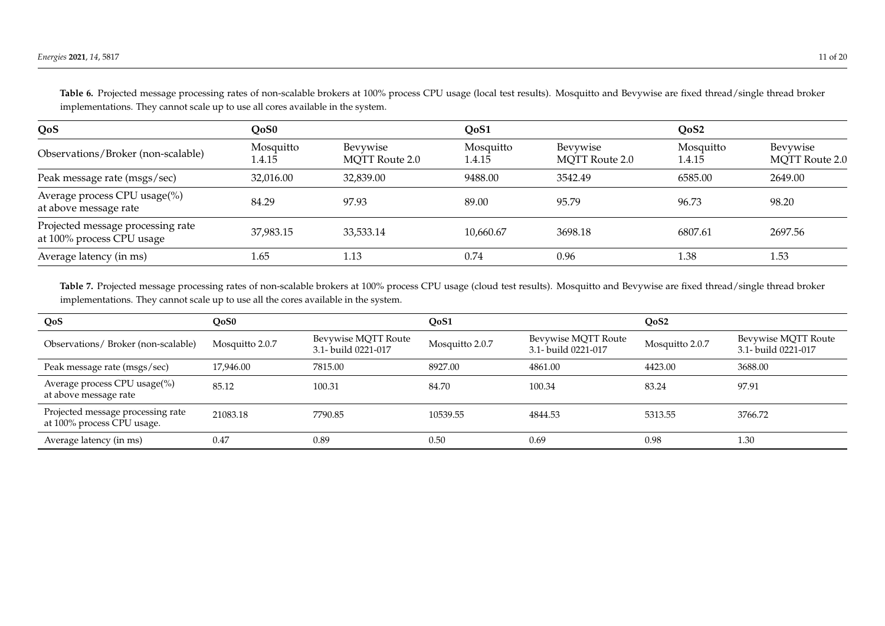**Table 6.** Projected message processing rates of non-scalable brokers at 100% process CPU usage (local test results). Mosquitto and Bevywise are fixed thread/single thread broker implementations. They cannot scale up to use all cores available in the system.

| QoS | QoS0 | | QoS1 | | QoS2 | |
|---|---|---|---|---|---|---|
| Observations/Broker (non-scalable) | Mosquitto 1.4.15 | Bevywise MQTT Route 2.0 | Mosquitto 1.4.15 | Bevywise MQTT Route 2.0 | Mosquitto 1.4.15 | Bevywise MQTT Route 2.0 |
| Peak message rate (msgs/sec) | 32,016.00 | 32,839.00 | 9488.00 | 3542.49 | 6585.00 | 2649.00 |
| Average process CPU usage(%) at above message rate | 84.29 | 97.93 | 89.00 | 95.79 | 96.73 | 98.20 |
| Projected message processing rate at 100% process CPU usage | 37,983.15 | 33,533.14 | 10,660.67 | 3698.18 | 6807.61 | 2697.56 |
| Average latency (in ms) | 1.65 | 1.13 | 0.74 | 0.96 | 1.38 | 1.53 |

**Table 7.** Projected message processing rates of non-scalable brokers at 100% process CPU usage (cloud test results). Mosquitto and Bevywise are fixed thread/single thread broker implementations. They cannot scale up to use all the cores available in the system.

| QoS | QoS0 | | QoS1 | | QoS2 | |
|---|---|---|---|---|---|---|
| Observations/ Broker (non-scalable) | Mosquitto 2.0.7 | Bevywise MQTT Route 3.1- build 0221-017 | Mosquitto 2.0.7 | Bevywise MQTT Route 3.1- build 0221-017 | Mosquitto 2.0.7 | Bevywise MQTT Route 3.1- build 0221-017 |
| Peak message rate (msgs/sec) | 17,946.00 | 7815.00 | 8927.00 | 4861.00 | 4423.00 | 3688.00 |
| Average process CPU usage(%) at above message rate | 85.12 | 100.31 | 84.70 | 100.34 | 83.24 | 97.91 |
| Projected message processing rate at 100% process CPU usage. | 21083.18 | 7790.85 | 10539.55 | 4844.53 | 5313.55 | 3766.72 |
| Average latency (in ms) | 0.47 | 0.89 | 0.50 | 0.69 | 0.98 | 1.30 |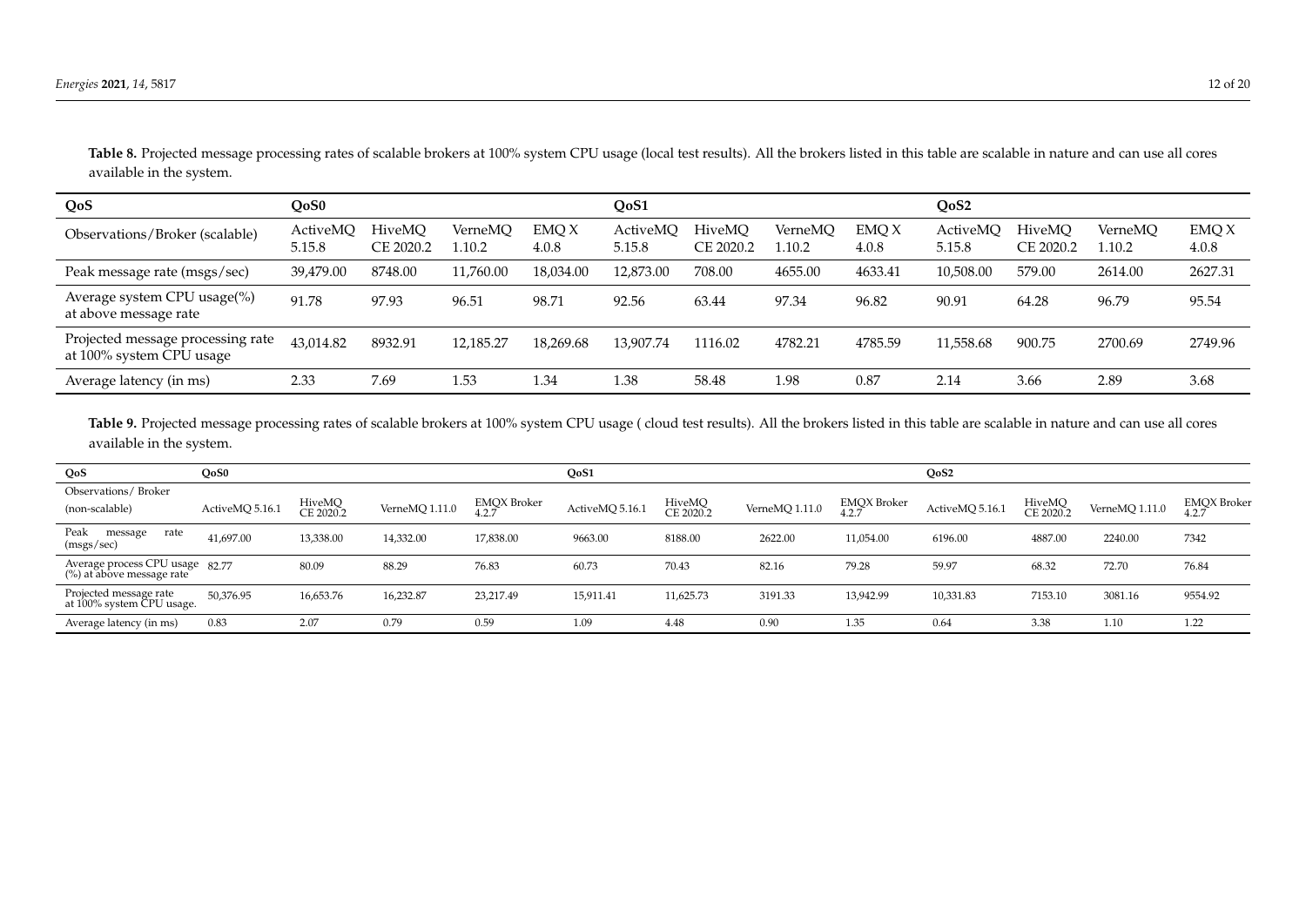**Table 8.** Projected message processing rates of scalable brokers at 100% system CPU usage (local test results). All the brokers listed in this table are scalable in nature and can use all cores available in the system.

| QoS | QoS0 | | | | QoS1 | | | | QoS2 | | | |
|---|---|---|---|---|---|---|---|---|---|---|---|---|
| Observations/Broker (scalable) | ActiveMQ 5.15.8 | HiveMQ CE 2020.2 | VerneMQ 1.10.2 | EMQ X 4.0.8 | ActiveMQ 5.15.8 | HiveMQ CE 2020.2 | VerneMQ 1.10.2 | EMQ X 4.0.8 | ActiveMQ 5.15.8 | HiveMQ CE 2020.2 | VerneMQ 1.10.2 | EMQ X 4.0.8 |
| Peak message rate (msgs/sec) | 39,479.00 | 8748.00 | 11,760.00 | 18,034.00 | 12,873.00 | 708.00 | 4655.00 | 4633.41 | 10,508.00 | 579.00 | 2614.00 | 2627.31 |
| Average system CPU usage(%) at above message rate | 91.78 | 97.93 | 96.51 | 98.71 | 92.56 | 63.44 | 97.34 | 96.82 | 90.91 | 64.28 | 96.79 | 95.54 |
| Projected message processing rate at 100% system CPU usage | 43,014.82 | 8932.91 | 12,185.27 | 18,269.68 | 13,907.74 | 1116.02 | 4782.21 | 4785.59 | 11,558.68 | 900.75 | 2700.69 | 2749.96 |
| Average latency (in ms) | 2.33 | 7.69 | 1.53 | 1.34 | 1.38 | 58.48 | 1.98 | 0.87 | 2.14 | 3.66 | 2.89 | 3.68 |

**Table 9.** Projected message processing rates of scalable brokers at 100% system CPU usage ( cloud test results). All the brokers listed in this table are scalable in nature and can use all cores available in the system.

| QoS | QoS0 | | | | QoS1 | | | | QoS2 | | | |
|---|---|---|---|---|---|---|---|---|---|---|---|---|
| Observations/ Broker (non-scalable) | ActiveMQ 5.16.1 | HiveMQ CE 2020.2 | VerneMQ 1.11.0 | EMQX Broker 4.2.7 | ActiveMQ 5.16.1 | HiveMQ CE 2020.2 | VerneMQ 1.11.0 | EMQX Broker 4.2.7 | ActiveMQ 5.16.1 | HiveMQ CE 2020.2 | VerneMQ 1.11.0 | EMQX Broker 4.2.7 |
| Peak message rate (msgs/sec) | 41,697.00 | 13,338.00 | 14,332.00 | 17,838.00 | 9663.00 | 8188.00 | 2622.00 | 11,054.00 | 6196.00 | 4887.00 | 2240.00 | 7342 |
| Average process CPU usage (%) at above message rate | 82.77 | 80.09 | 88.29 | 76.83 | 60.73 | 70.43 | 82.16 | 79.28 | 59.97 | 68.32 | 72.70 | 76.84 |
| Projected message rate at 100% system CPU usage. | 50,376.95 | 16,653.76 | 16,232.87 | 23,217.49 | 15,911.41 | 11,625.73 | 3191.33 | 13,942.99 | 10,331.83 | 7153.10 | 3081.16 | 9554.92 |
| Average latency (in ms) | 0.83 | 2.07 | 0.79 | 0.59 | 1.09 | 4.48 | 0.90 | 1.35 | 0.64 | 3.38 | 1.10 | 1.22 |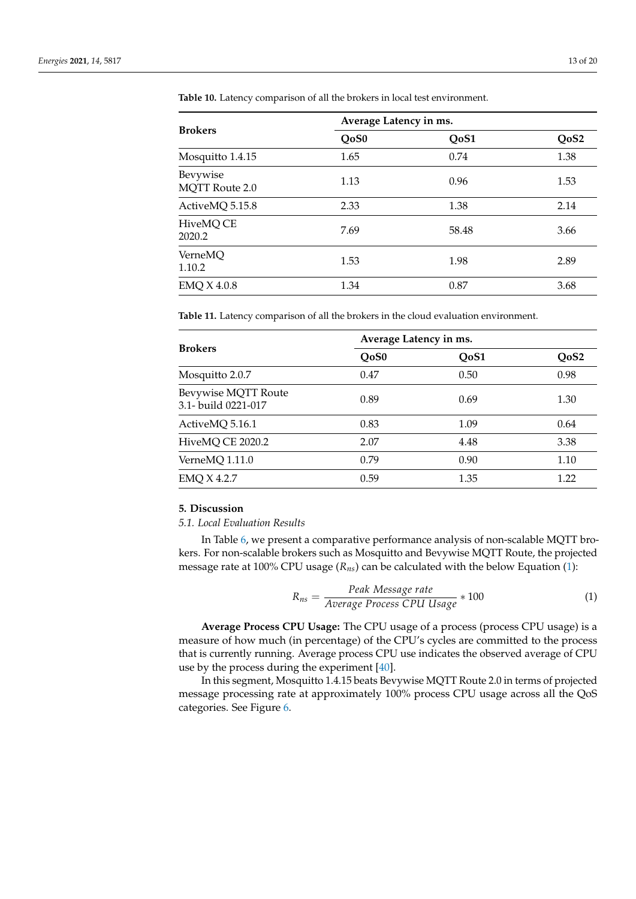**Table 10.** Latency comparison of all the brokers in local test environment.

| Brokers | Average Latency in ms. | | |
|---|---|---|---|
| | QoS0 | QoS1 | QoS2 |
| Mosquitto 1.4.15 | 1.65 | 0.74 | 1.38 |
| Bevywise MQTT Route 2.0 | 1.13 | 0.96 | 1.53 |
| ActiveMQ 5.15.8 | 2.33 | 1.38 | 2.14 |
| HiveMQ CE 2020.2 | 7.69 | 58.48 | 3.66 |
| VerneMQ 1.10.2 | 1.53 | 1.98 | 2.89 |
| EMQ X 4.0.8 | 1.34 | 0.87 | 3.68 |

**Table 11.** Latency comparison of all the brokers in the cloud evaluation environment.

| Brokers | Average Latency in ms. | | |
|---|---|---|---|
| | QoS0 | QoS1 | QoS2 |
| Mosquitto 2.0.7 | 0.47 | 0.50 | 0.98 |
| Bevywise MQTT Route 3.1- build 0221-017 | 0.89 | 0.69 | 1.30 |
| ActiveMQ 5.16.1 | 0.83 | 1.09 | 0.64 |
| HiveMQ CE 2020.2 | 2.07 | 4.48 | 3.38 |
| VerneMQ 1.11.0 | 0.79 | 0.90 | 1.10 |
| EMQ X 4.2.7 | 0.59 | 1.35 | 1.22 |

## 5. Discussion

### 5.1. Local Evaluation Results

In Table 6, we present a comparative performance analysis of non-scalable MQTT brokers. For non-scalable brokers such as Mosquitto and Bevywise MQTT Route, the projected message rate at 100% CPU usage ($R_{ns}$) can be calculated with the below Equation (1):

$$R_{ns} = \frac{Peak\ Message\ rate}{Average\ Process\ CPU\ Usage} * 100 \tag{1}$$

**Average Process CPU Usage:** The CPU usage of a process (process CPU usage) is a measure of how much (in percentage) of the CPU's cycles are committed to the process that is currently running. Average process CPU use indicates the observed average of CPU use by the process during the experiment [40].

In this segment, Mosquitto 1.4.15 beats Bevywise MQTT Route 2.0 in terms of projected message processing rate at approximately 100% process CPU usage across all the QoS categories. See Figure 6.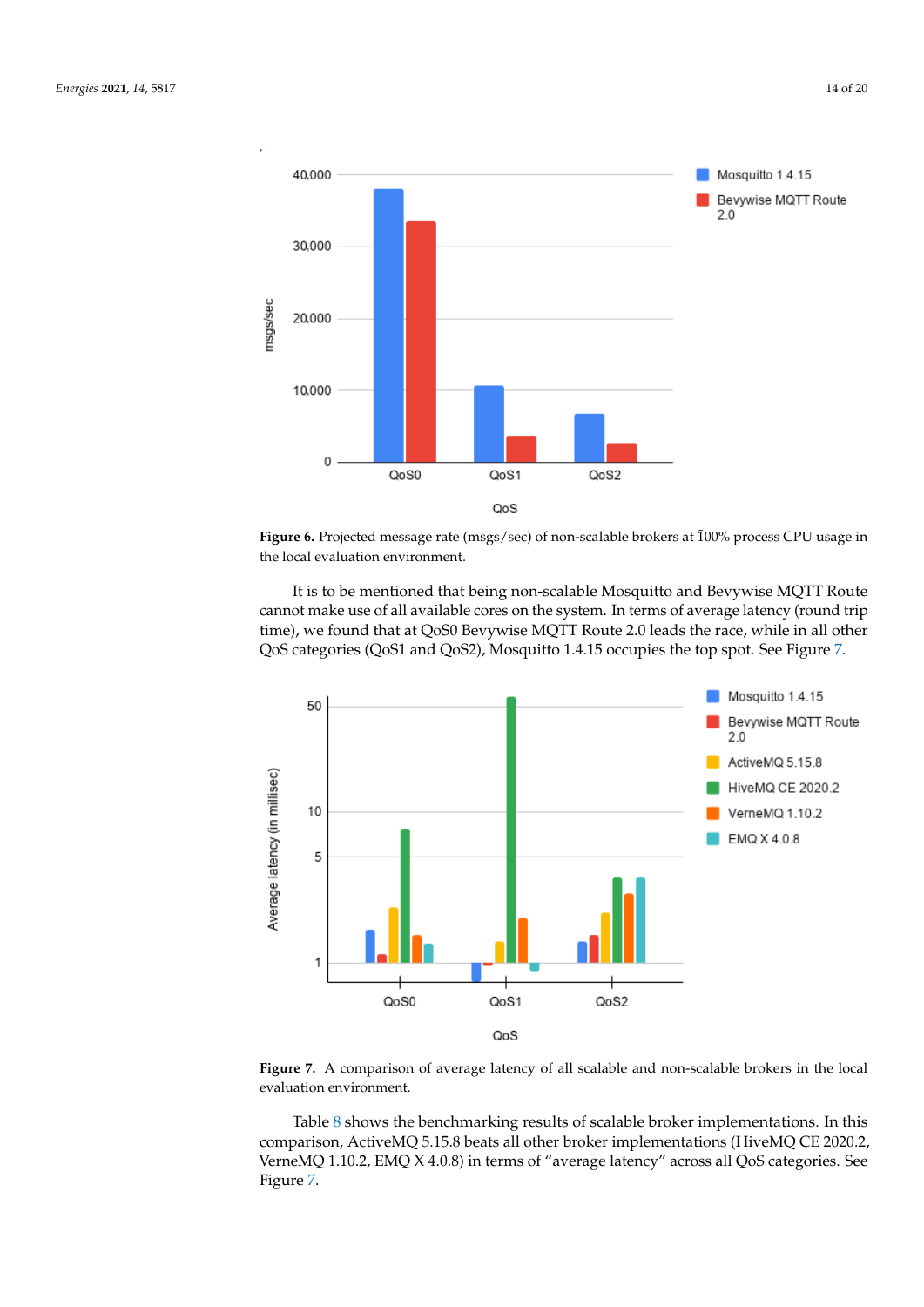,

40,000
30,000
20,000
10,000
0

msgs/sec

QoS0
QoS1
QoS2

QoS

Mosquitto 1.4.15
Bevywise MQTT Route 2.0

**Figure 6.** Projected message rate (msgs/sec) of non-scalable brokers at Ī00% process CPU usage in the local evaluation environment.

It is to be mentioned that being non-scalable Mosquitto and Bevywise MQTT Route cannot make use of all available cores on the system. In terms of average latency (round trip time), we found that at QoS0 Bevywise MQTT Route 2.0 leads the race, while in all other QoS categories (QoS1 and QoS2), Mosquitto 1.4.15 occupies the top spot. See Figure 7.

50
10
5
1

Average latency (in millisec)

QoS0
QoS1
QoS2

QoS

Mosquitto 1.4.15
Bevywise MQTT Route 2.0
ActiveMQ 5.15.8
HiveMQ CE 2020.2
VerneMQ 1.10.2
EMQ X 4.0.8

**Figure 7.** A comparison of average latency of all scalable and non-scalable brokers in the local evaluation environment.

Table 8 shows the benchmarking results of scalable broker implementations. In this comparison, ActiveMQ 5.15.8 beats all other broker implementations (HiveMQ CE 2020.2, VerneMQ 1.10.2, EMQ X 4.0.8) in terms of "average latency" across all QoS categories. See Figure 7.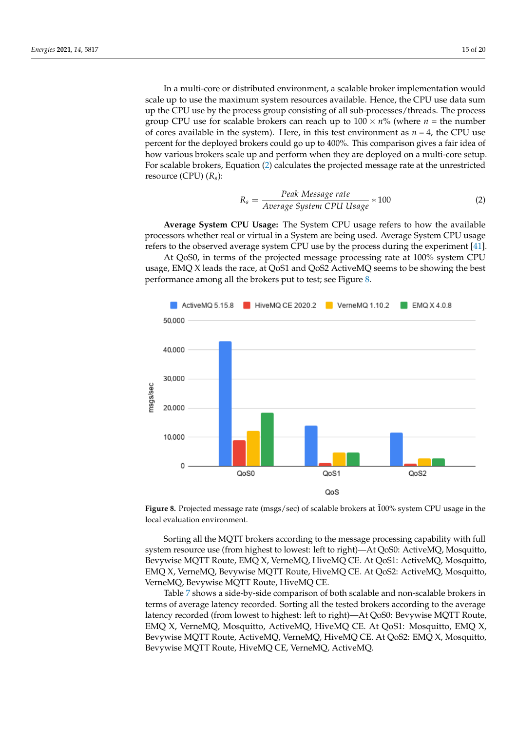In a multi-core or distributed environment, a scalable broker implementation would scale up to use the maximum system resources available. Hence, the CPU use data sum up the CPU use by the process group consisting of all sub-processes/threads. The process group CPU use for scalable brokers can reach up to $100 \times n\%$ (where $n$ = the number of cores available in the system). Here, in this test environment as $n = 4$, the CPU use percent for the deployed brokers could go up to 400%. This comparison gives a fair idea of how various brokers scale up and perform when they are deployed on a multi-core setup. For scalable brokers, Equation (2) calculates the projected message rate at the unrestricted resource (CPU) ($R_s$):

$$R_s = \frac{Peak\ Message\ rate}{Average\ System\ CPU\ Usage} * 100 \tag{2}$$

**Average System CPU Usage:** The System CPU usage refers to how the available processors whether real or virtual in a System are being used. Average System CPU usage refers to the observed average system CPU use by the process during the experiment [41].

At QoS0, in terms of the projected message processing rate at 100% system CPU usage, EMQ X leads the race, at QoS1 and QoS2 ActiveMQ seems to be showing the best performance among all the brokers put to test; see Figure 8.

ActiveMQ 5.15.8
HiveMQ CE 2020.2
VerneMQ 1.10.2
EMQ X 4.0.8
50,000
40,000
30,000
20,000
10,000
0
msgs/sec
QoS0
QoS1
QoS2
QoS

**Figure 8.** Projected message rate (msgs/sec) of scalable brokers at ~100% system CPU usage in the local evaluation environment.

Sorting all the MQTT brokers according to the message processing capability with full system resource use (from highest to lowest: left to right)—At QoS0: ActiveMQ, Mosquitto, Bevywise MQTT Route, EMQ X, VerneMQ, HiveMQ CE. At QoS1: ActiveMQ, Mosquitto, EMQ X, VerneMQ, Bevywise MQTT Route, HiveMQ CE. At QoS2: ActiveMQ, Mosquitto, VerneMQ, Bevywise MQTT Route, HiveMQ CE.

Table 7 shows a side-by-side comparison of both scalable and non-scalable brokers in terms of average latency recorded. Sorting all the tested brokers according to the average latency recorded (from lowest to highest: left to right)—At QoS0: Bevywise MQTT Route, EMQ X, VerneMQ, Mosquitto, ActiveMQ, HiveMQ CE. At QoS1: Mosquitto, EMQ X, Bevywise MQTT Route, ActiveMQ, VerneMQ, HiveMQ CE. At QoS2: EMQ X, Mosquitto, Bevywise MQTT Route, HiveMQ CE, VerneMQ, ActiveMQ.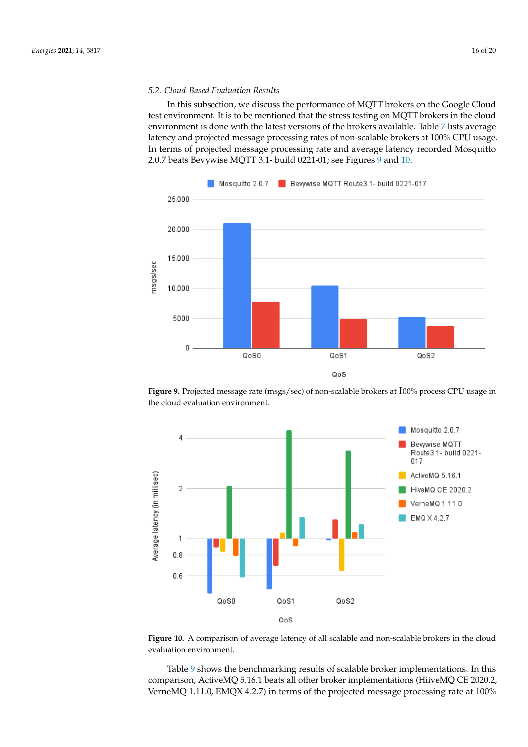### 5.2. Cloud-Based Evaluation Results

In this subsection, we discuss the performance of MQTT brokers on the Google Cloud test environment. It is to be mentioned that the stress testing on MQTT brokers in the cloud environment is done with the latest versions of the brokers available. Table 7 lists average latency and projected message processing rates of non-scalable brokers at 100% CPU usage. In terms of projected message processing rate and average latency recorded Mosquitto 2.0.7 beats Bevywise MQTT 3.1- build 0221-01; see Figures 9 and 10.

Mosquitto 2.0.7
Bevywise MQTT Route3.1- build 0221-017
25,000
20,000
15,000
10,000
5000
0
msgs/sec
QoS0
QoS1
QoS2
QoS

**Figure 9.** Projected message rate (msgs/sec) of non-scalable brokers at 100% process CPU usage in the cloud evaluation environment.

Mosquitto 2.0.7
Bevywise MQTT Route3.1- build 0221-017
ActiveMQ 5.16.1
HiveMQ CE 2020.2
VerneMQ 1.11.0
EMQ X 4.2.7
4
2
1
0.8
0.6
Average latency (in millisec)
QoS0
QoS1
QoS2
QoS

**Figure 10.** A comparison of average latency of all scalable and non-scalable brokers in the cloud evaluation environment.

Table 9 shows the benchmarking results of scalable broker implementations. In this comparison, ActiveMQ 5.16.1 beats all other broker implementations (HiiveMQ CE 2020.2, VerneMQ 1.11.0, EMQX 4.2.7) in terms of the projected message processing rate at 100%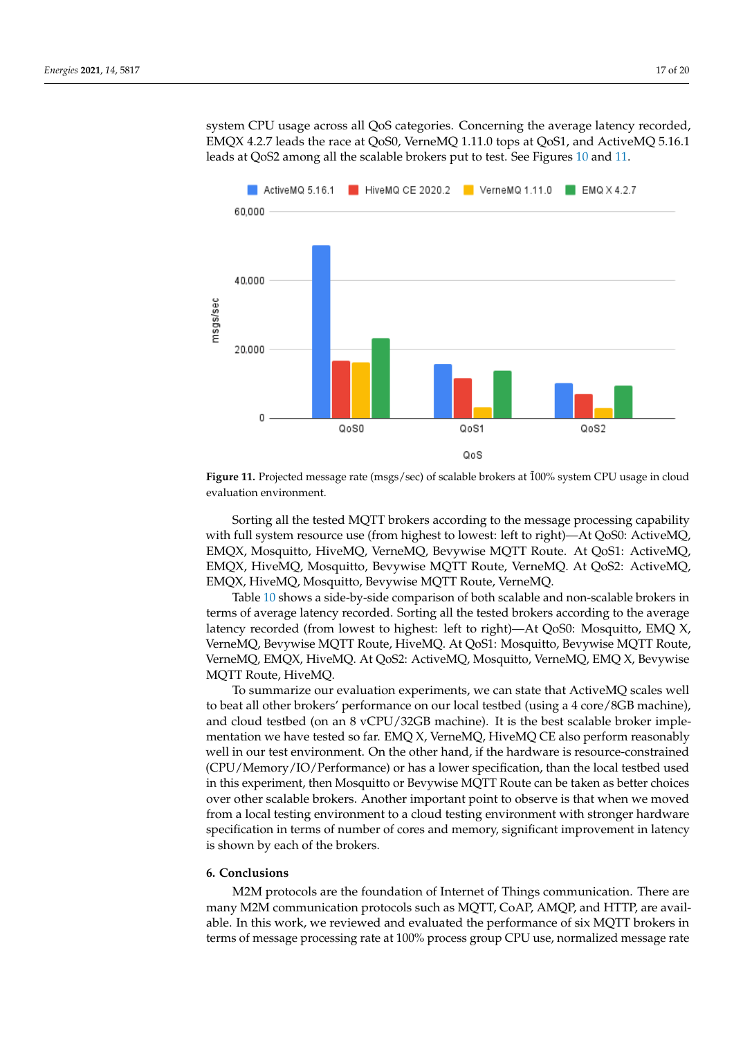system CPU usage across all QoS categories. Concerning the average latency recorded, EMQX 4.2.7 leads the race at QoS0, VerneMQ 1.11.0 tops at QoS1, and ActiveMQ 5.16.1 leads at QoS2 among all the scalable brokers put to test. See Figures 10 and 11.

ActiveMQ 5.16.1
HiveMQ CE 2020.2
VerneMQ 1.11.0
EMQ X 4.2.7

60,000
40,000
20,000
0

msgs/sec

QoS0
QoS1
QoS2

QoS

**Figure 11.** Projected message rate (msgs/sec) of scalable brokers at 100% system CPU usage in cloud evaluation environment.

Sorting all the tested MQTT brokers according to the message processing capability with full system resource use (from highest to lowest: left to right)—At QoS0: ActiveMQ, EMQX, Mosquitto, HiveMQ, VerneMQ, Bevywise MQTT Route. At QoS1: ActiveMQ, EMQX, HiveMQ, Mosquitto, Bevywise MQTT Route, VerneMQ. At QoS2: ActiveMQ, EMQX, HiveMQ, Mosquitto, Bevywise MQTT Route, VerneMQ.

Table 10 shows a side-by-side comparison of both scalable and non-scalable brokers in terms of average latency recorded. Sorting all the tested brokers according to the average latency recorded (from lowest to highest: left to right)—At QoS0: Mosquitto, EMQ X, VerneMQ, Bevywise MQTT Route, HiveMQ. At QoS1: Mosquitto, Bevywise MQTT Route, VerneMQ, EMQX, HiveMQ. At QoS2: ActiveMQ, Mosquitto, VerneMQ, EMQ X, Bevywise MQTT Route, HiveMQ.

To summarize our evaluation experiments, we can state that ActiveMQ scales well to beat all other brokers' performance on our local testbed (using a 4 core/8GB machine), and cloud testbed (on an 8 vCPU/32GB machine). It is the best scalable broker implementation we have tested so far. EMQ X, VerneMQ, HiveMQ CE also perform reasonably well in our test environment. On the other hand, if the hardware is resource-constrained (CPU/Memory/IO/Performance) or has a lower specification, than the local testbed used in this experiment, then Mosquitto or Bevywise MQTT Route can be taken as better choices over other scalable brokers. Another important point to observe is that when we moved from a local testing environment to a cloud testing environment with stronger hardware specification in terms of number of cores and memory, significant improvement in latency is shown by each of the brokers.

## 6. Conclusions

M2M protocols are the foundation of Internet of Things communication. There are many M2M communication protocols such as MQTT, CoAP, AMQP, and HTTP, are available. In this work, we reviewed and evaluated the performance of six MQTT brokers in terms of message processing rate at 100% process group CPU use, normalized message rate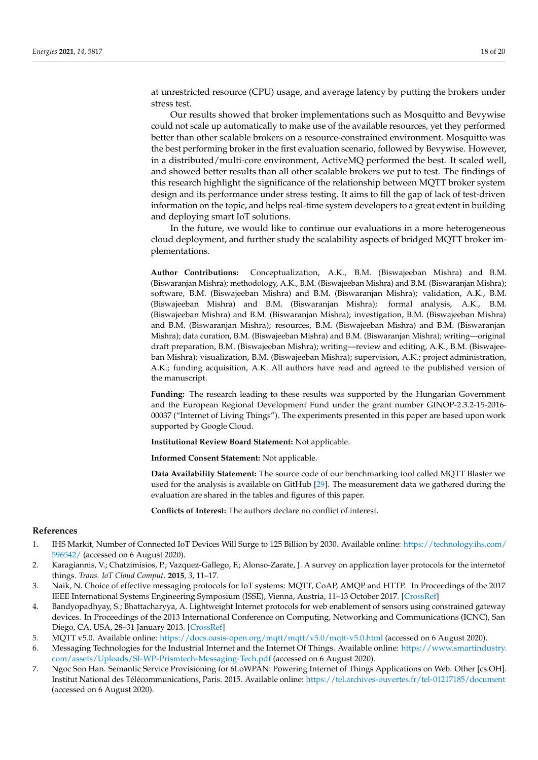at unrestricted resource (CPU) usage, and average latency by putting the brokers under stress test.

Our results showed that broker implementations such as Mosquitto and Bevywise could not scale up automatically to make use of the available resources, yet they performed better than other scalable brokers on a resource-constrained environment. Mosquitto was the best performing broker in the first evaluation scenario, followed by Bevywise. However, in a distributed/multi-core environment, ActiveMQ performed the best. It scaled well, and showed better results than all other scalable brokers we put to test. The findings of this research highlight the significance of the relationship between MQTT broker system design and its performance under stress testing. It aims to fill the gap of lack of test-driven information on the topic, and helps real-time system developers to a great extent in building and deploying smart IoT solutions.

In the future, we would like to continue our evaluations in a more heterogeneous cloud deployment, and further study the scalability aspects of bridged MQTT broker implementations.

**Author Contributions:** Conceptualization, A.K., B.M. (Biswajeeban Mishra) and B.M. (Biswaranjan Mishra); methodology, A.K., B.M. (Biswajeeban Mishra) and B.M. (Biswaranjan Mishra); software, B.M. (Biswajeeban Mishra) and B.M. (Biswaranjan Mishra); validation, A.K., B.M. (Biswajeeban Mishra) and B.M. (Biswaranjan Mishra); formal analysis, A.K., B.M. (Biswajeeban Mishra) and B.M. (Biswaranjan Mishra); investigation, B.M. (Biswajeeban Mishra) and B.M. (Biswaranjan Mishra); resources, B.M. (Biswajeeban Mishra) and B.M. (Biswaranjan Mishra); data curation, B.M. (Biswajeeban Mishra) and B.M. (Biswaranjan Mishra); writing—original draft preparation, B.M. (Biswajeeban Mishra); writing—review and editing, A.K., B.M. (Biswajeeban Mishra); visualization, B.M. (Biswajeeban Mishra); supervision, A.K.; project administration, A.K.; funding acquisition, A.K. All authors have read and agreed to the published version of the manuscript.

**Funding:** The research leading to these results was supported by the Hungarian Government and the European Regional Development Fund under the grant number GINOP-2.3.2-15-2016-00037 ("Internet of Living Things"). The experiments presented in this paper are based upon work supported by Google Cloud.

**Institutional Review Board Statement:** Not applicable.

**Informed Consent Statement:** Not applicable.

**Data Availability Statement:** The source code of our benchmarking tool called MQTT Blaster we used for the analysis is available on GitHub [29]. The measurement data we gathered during the evaluation are shared in the tables and figures of this paper.

**Conflicts of Interest:** The authors declare no conflict of interest.

## References

1. IHS Markit, Number of Connected IoT Devices Will Surge to 125 Billion by 2030. Available online: https://technology.ihs.com/596542/ (accessed on 6 August 2020).
2. Karagiannis, V.; Chatzimisios, P.; Vazquez-Gallego, F.; Alonso-Zarate, J. A survey on application layer protocols for the internetof things. *Trans. IoT Cloud Comput.* **2015**, *3*, 11–17.
3. Naik, N. Choice of effective messaging protocols for IoT systems: MQTT, CoAP, AMQP and HTTP. In Proceedings of the 2017 IEEE International Systems Engineering Symposium (ISSE), Vienna, Austria, 11–13 October 2017. [CrossRef]
4. Bandyopadhyay, S.; Bhattacharyya, A. Lightweight Internet protocols for web enablement of sensors using constrained gateway devices. In Proceedings of the 2013 International Conference on Computing, Networking and Communications (ICNC), San Diego, CA, USA, 28–31 January 2013. [CrossRef]
5. MQTT v5.0. Available online: https://docs.oasis-open.org/mqtt/mqtt/v5.0/mqtt-v5.0.html (accessed on 6 August 2020).
6. Messaging Technologies for the Industrial Internet and the Internet Of Things. Available online: https://www.smartindustry.com/assets/Uploads/SI-WP-Prismtech-Messaging-Tech.pdf (accessed on 6 August 2020).
7. Ngoc Son Han. Semantic Service Provisioning for 6LoWPAN: Powering Internet of Things Applications on Web. Other [cs.OH]. Institut National des Télécommunications, Paris. 2015. Available online: https://tel.archives-ouvertes.fr/tel-01217185/document (accessed on 6 August 2020).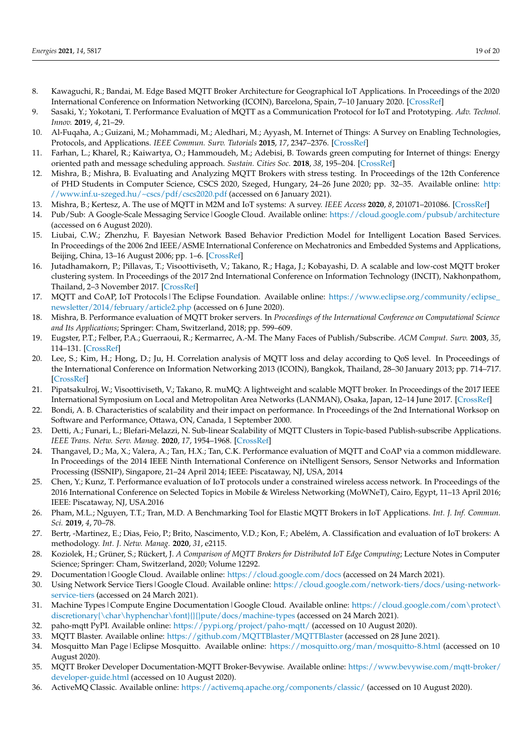8. Kawaguchi, R.; Bandai, M. Edge Based MQTT Broker Architecture for Geographical IoT Applications. In Proceedings of the 2020 International Conference on Information Networking (ICOIN), Barcelona, Spain, 7–10 January 2020. [CrossRef]
9. Sasaki, Y.; Yokotani, T. Performance Evaluation of MQTT as a Communication Protocol for IoT and Prototyping. *Adv. Technol. Innov.* **2019**, *4*, 21–29.
10. Al-Fuqaha, A.; Guizani, M.; Mohammadi, M.; Aledhari, M.; Ayyash, M. Internet of Things: A Survey on Enabling Technologies, Protocols, and Applications. *IEEE Commun. Surv. Tutorials* **2015**, *17*, 2347–2376. [CrossRef]
11. Farhan, L.; Kharel, R.; Kaiwartya, O.; Hammoudeh, M.; Adebisi, B. Towards green computing for Internet of things: Energy oriented path and message scheduling approach. *Sustain. Cities Soc.* **2018**, *38*, 195–204. [CrossRef]
12. Mishra, B.; Mishra, B. Evaluating and Analyzing MQTT Brokers with stress testing. In Proceedings of the 12th Conference of PHD Students in Computer Science, CSCS 2020, Szeged, Hungary, 24–26 June 2020; pp. 32–35. Available online: http://www.inf.u-szeged.hu/~cscs/pdf/cscs2020.pdf (accessed on 6 January 2021).
13. Mishra, B.; Kertesz, A. The use of MQTT in M2M and IoT systems: A survey. *IEEE Access* **2020**, *8*, 201071–201086. [CrossRef]
14. Pub/Sub: A Google-Scale Messaging Service | Google Cloud. Available online: https://cloud.google.com/pubsub/architecture (accessed on 6 August 2020).
15. Liubai, C.W.; Zhenzhu, F. Bayesian Network Based Behavior Prediction Model for Intelligent Location Based Services. In Proceedings of the 2006 2nd IEEE/ASME International Conference on Mechatronics and Embedded Systems and Applications, Beijing, China, 13–16 August 2006; pp. 1–6. [CrossRef]
16. Jutadhamakorn, P.; Pillavas, T.; Visoottiviseth, V.; Takano, R.; Haga, J.; Kobayashi, D. A scalable and low-cost MQTT broker clustering system. In Proceedings of the 2017 2nd International Conference on Information Technology (INCIT), Nakhonpathom, Thailand, 2–3 November 2017. [CrossRef]
17. MQTT and CoAP, IoT Protocols | The Eclipse Foundation. Available online: https://www.eclipse.org/community/eclipse_newsletter/2014/february/article2.php (accessed on 6 June 2020).
18. Mishra, B. Performance evaluation of MQTT broker servers. In *Proceedings of the International Conference on Computational Science and Its Applications*; Springer: Cham, Switzerland, 2018; pp. 599–609.
19. Eugster, P.T.; Felber, P.A.; Guerraoui, R.; Kermarrec, A.-M. The Many Faces of Publish/Subscribe. *ACM Comput. Surv.* **2003**, *35*, 114–131. [CrossRef]
20. Lee, S.; Kim, H.; Hong, D.; Ju, H. Correlation analysis of MQTT loss and delay according to QoS level. In Proceedings of the International Conference on Information Networking 2013 (ICOIN), Bangkok, Thailand, 28–30 January 2013; pp. 714–717. [CrossRef]
21. Pipatsakulroj, W.; Visoottiviseth, V.; Takano, R. muMQ: A lightweight and scalable MQTT broker. In Proceedings of the 2017 IEEE International Symposium on Local and Metropolitan Area Networks (LANMAN), Osaka, Japan, 12–14 June 2017. [CrossRef]
22. Bondi, A. B. Characteristics of scalability and their impact on performance. In Proceedings of the 2nd International Worksop on Software and Performance, Ottawa, ON, Canada, 1 September 2000.
23. Detti, A.; Funari, L.; Blefari-Melazzi, N. Sub-linear Scalability of MQTT Clusters in Topic-based Publish-subscribe Applications. *IEEE Trans. Netw. Serv. Manag.* **2020**, *17*, 1954–1968. [CrossRef]
24. Thangavel, D.; Ma, X.; Valera, A.; Tan, H.X.; Tan, C.K. Performance evaluation of MQTT and CoAP via a common middleware. In Proceedings of the 2014 IEEE Ninth International Conference on iNtelligent Sensors, Sensor Networks and Information Processing (ISSNIP), Singapore, 21–24 April 2014; IEEE: Piscataway, NJ, USA, 2014
25. Chen, Y.; Kunz, T. Performance evaluation of IoT protocols under a constrained wireless access network. In Proceedings of the 2016 International Conference on Selected Topics in Mobile & Wireless Networking (MoWNeT), Cairo, Egypt, 11–13 April 2016; IEEE: Piscataway, NJ, USA.2016
26. Pham, M.L.; Nguyen, T.T.; Tran, M.D. A Benchmarking Tool for Elastic MQTT Brokers in IoT Applications. *Int. J. Inf. Commun. Sci.* **2019**, *4*, 70–78.
27. Bertr, -Martinez, E.; Dias, Feio, P.; Brito, Nascimento, V.D.; Kon, F.; Abelém, A. Classification and evaluation of IoT brokers: A methodology. *Int. J. Netw. Manag.* **2020**, *31*, e2115.
28. Koziolek, H.; Grüner, S.; Rückert, J. *A Comparison of MQTT Brokers for Distributed IoT Edge Computing*; Lecture Notes in Computer Science; Springer: Cham, Switzerland, 2020; Volume 12292.
29. Documentation | Google Cloud. Available online: https://cloud.google.com/docs (accessed on 24 March 2021).
30. Using Network Service Tiers | Google Cloud. Available online: https://cloud.google.com/network-tiers/docs/using-network-service-tiers (accessed on 24 March 2021).
31. Machine Types | Compute Engine Documentation | Google Cloud. Available online: https://cloud.google.com/com\protect\discretionary{\char\hyphenchar\font}{}{}pute/docs/machine-types (accessed on 24 March 2021).
32. paho-mqtt PyPI. Available online: https://pypi.org/project/paho-mqtt/ (accessed on 10 August 2020).
33. MQTT Blaster. Available online: https://github.com/MQTTBlaster/MQTTBlaster (accessed on 28 June 2021).
34. Mosquitto Man Page | Eclipse Mosquitto. Available online: https://mosquitto.org/man/mosquitto-8.html (accessed on 10 August 2020).
35. MQTT Broker Developer Documentation-MQTT Broker-Bevywise. Available online: https://www.bevywise.com/mqtt-broker/developer-guide.html (accessed on 10 August 2020).
36. ActiveMQ Classic. Available online: https://activemq.apache.org/components/classic/ (accessed on 10 August 2020).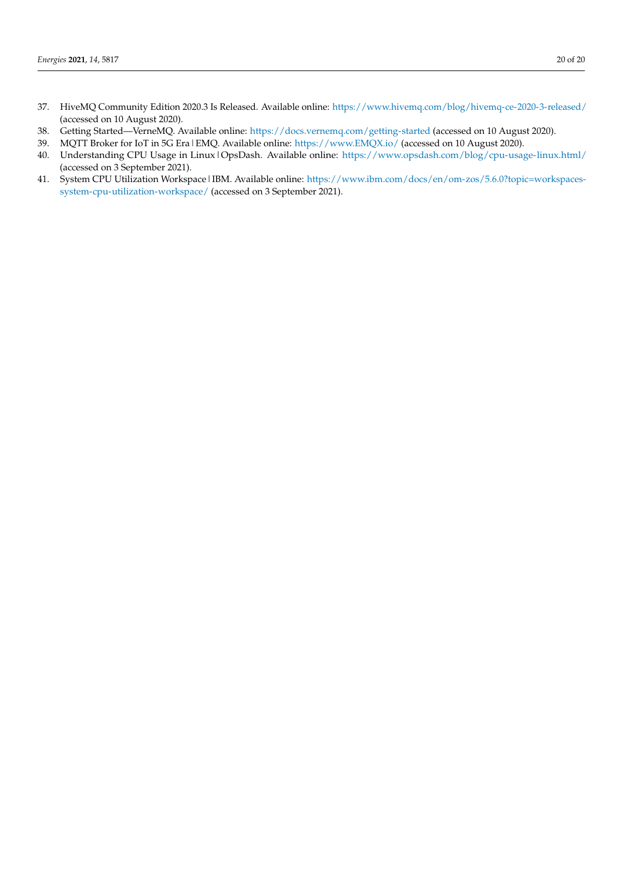37. HiveMQ Community Edition 2020.3 Is Released. Available online: https://www.hivemq.com/blog/hivemq-ce-2020-3-released/ (accessed on 10 August 2020).
38. Getting Started—VerneMQ. Available online: https://docs.vernemq.com/getting-started (accessed on 10 August 2020).
39. MQTT Broker for IoT in 5G Era | EMQ. Available online: https://www.EMQX.io/ (accessed on 10 August 2020).
40. Understanding CPU Usage in Linux | OpsDash. Available online: https://www.opsdash.com/blog/cpu-usage-linux.html/ (accessed on 3 September 2021).
41. System CPU Utilization Workspace | IBM. Available online: https://www.ibm.com/docs/en/om-zos/5.6.0?topic=workspaces-system-cpu-utilization-workspace/ (accessed on 3 September 2021).